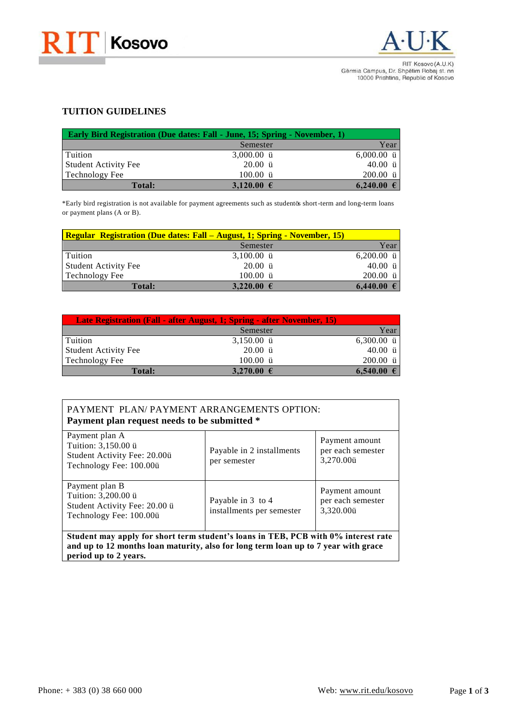RIT Kosovo (A.U.K)
Gërmia Campus, Dr. Shpëtim Robaj st. nn
10000 Prishtina, Republic of Kosovo

## TUITION GUIDELINES

| Early Bird Registration (Due dates: Fall - June, 15; Spring - November, 1) | | |
|---|---|---|
| | Semester | Year |
| Tuition | 3,000.00 ü | 6,000.00 ü |
| Student Activity Fee | 20.00 ü | 40.00 ü |
| Technology Fee | 100.00 ü | 200.00 ü |
| **Total:** | **3,120.00 €** | **6,240.00 €** |

*Early bird registration is not available for payment agreements such as studentós short-term and long-term loans or payment plans (A or B).

| Regular Registration (Due dates: Fall – August, 1; Spring - November, 15) | | |
|---|---|---|
| | Semester | Year |
| Tuition | 3,100.00 ü | 6,200.00 ü |
| Student Activity Fee | 20.00 ü | 40.00 ü |
| Technology Fee | 100.00 ü | 200.00 ü |
| **Total:** | **3,220.00 €** | **6,440.00 €** |

| Late Registration (Fall - after August, 1; Spring - after November, 15) | | |
|---|---|---|
| | Semester | Year |
| Tuition | 3,150.00 ü | 6,300.00 ü |
| Student Activity Fee | 20.00 ü | 40.00 ü |
| Technology Fee | 100.00 ü | 200.00 ü |
| **Total:** | **3,270.00 €** | **6,540.00 €** |

| PAYMENT PLAN/ PAYMENT ARRANGEMENTS OPTION: **Payment plan request needs to be submitted *** | | |
|---|---|---|
| Payment plan A<br>Tuition: 3,150.00 ü<br>Student Activity Fee: 20.00ü<br>Technology Fee: 100.00ü | Payable in 2 installments per semester | Payment amount per each semester 3,270.00ü |
| Payment plan B<br>Tuition: 3,200.00 ü<br>Student Activity Fee: 20.00 ü<br>Technology Fee: 100.00ü | Payable in 3 to 4 installments per semester | Payment amount per each semester 3,320.00ü |
| **Student may apply for short term student's loans in TEB, PCB with 0% interest rate and up to 12 months loan maturity, also for long term loan up to 7 year with grace period up to 2 years.** | | |

Phone: + 383 (0) 38 660 000

Web: www.rit.edu/kosovo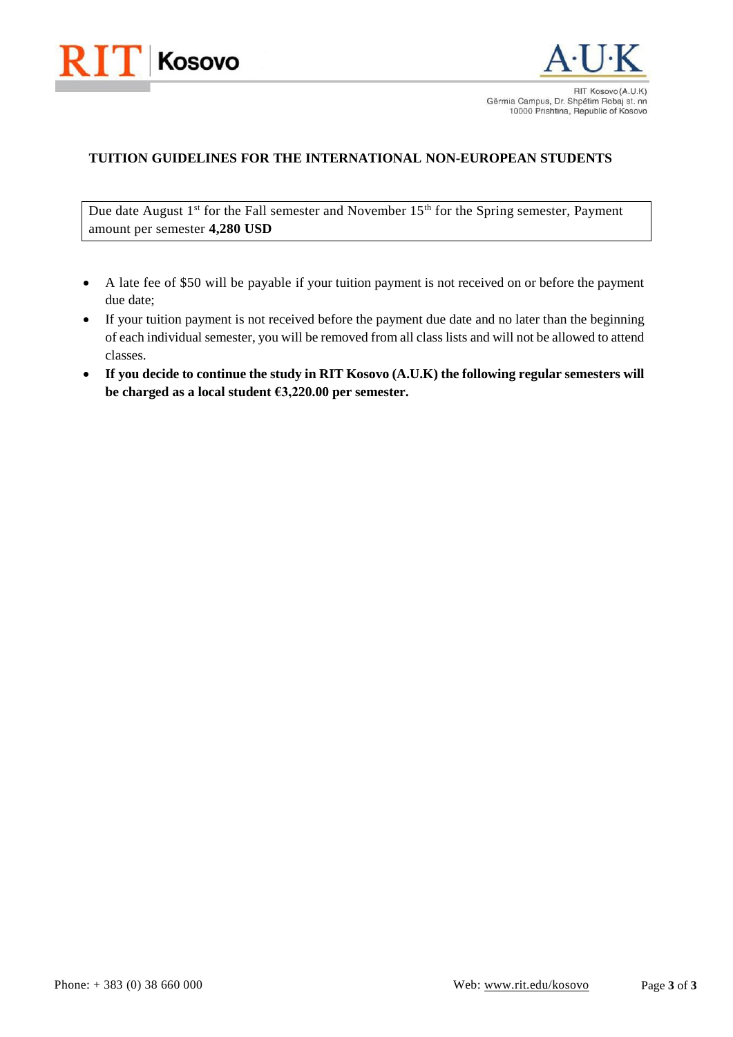## TUITION GUIDELINES FOR THE INTERNATIONAL NON-EUROPEAN STUDENTS

Due date August 1st for the Fall semester and November 15th for the Spring semester, Payment amount per semester **4,280 USD**

- A late fee of $50 will be payable if your tuition payment is not received on or before the payment due date;
- If your tuition payment is not received before the payment due date and no later than the beginning of each individual semester, you will be removed from all class lists and will not be allowed to attend classes.
- **If you decide to continue the study in RIT Kosovo (A.U.K) the following regular semesters will be charged as a local student €3,220.00 per semester.**